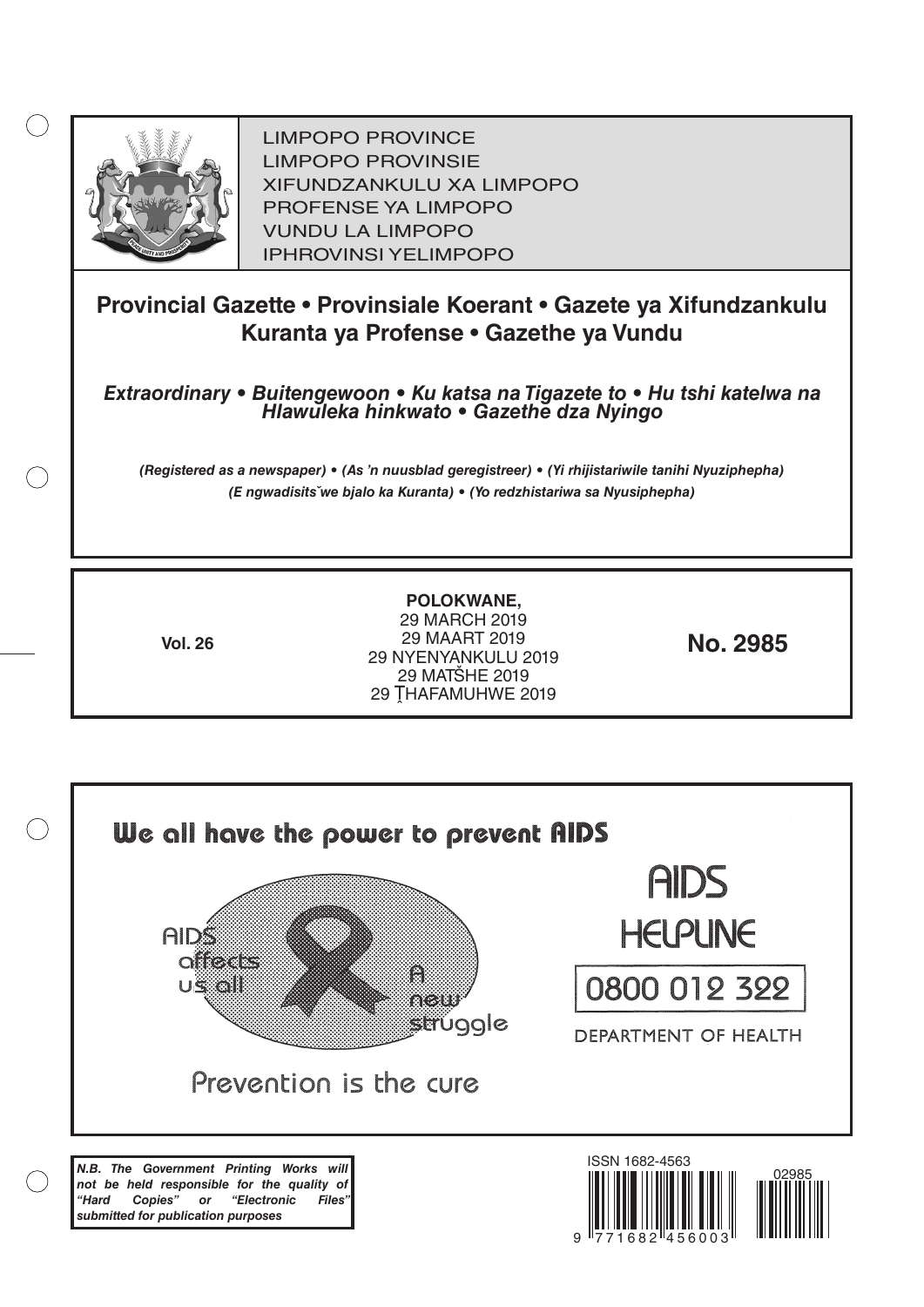LIMPOPO PROVINCE
LIMPOPO PROVINSIE
XIFUNDZANKULU XA LIMPOPO
PROFENSE YA LIMPOPO
VUNDU LA LIMPOPO
IPHROVINSI YELIMPOPO

# Provincial Gazette • Provinsiale Koerant • Gazete ya Xifundzankulu Kuranta ya Profense • Gazethe ya Vundu

***Extraordinary • Buitengewoon • Ku katsa na Tigazete to • Hu tshi katelwa na Hlawuleka hinkwato • Gazethe dza Nyingo***

***(Registered as a newspaper) • (As 'n nuusblad geregistreer) • (Yi rhijistariwile tanihi Nyuziphepha) (E ngwadisitšwe bjalo ka Kuranta) • (Yo redzhistariwa sa Nyusiphepha)***

**Vol. 26**

**POLOKWANE,**
29 MARCH 2019
29 MAART 2019
29 NYENYANKULU 2019
29 MATŠHE 2019
29 ṰHAFAMUHWE 2019

**No. 2985**

We all have the power to prevent AIDS

AIDS affects us all

A new struggle

Prevention is the cure

AIDS HELPLINE

0800 012 322

DEPARTMENT OF HEALTH

***N.B. The Government Printing Works will not be held responsible for the quality of "Hard Copies" or "Electronic Files" submitted for publication purposes***

ISSN 1682-4563

02985

9 771682 456003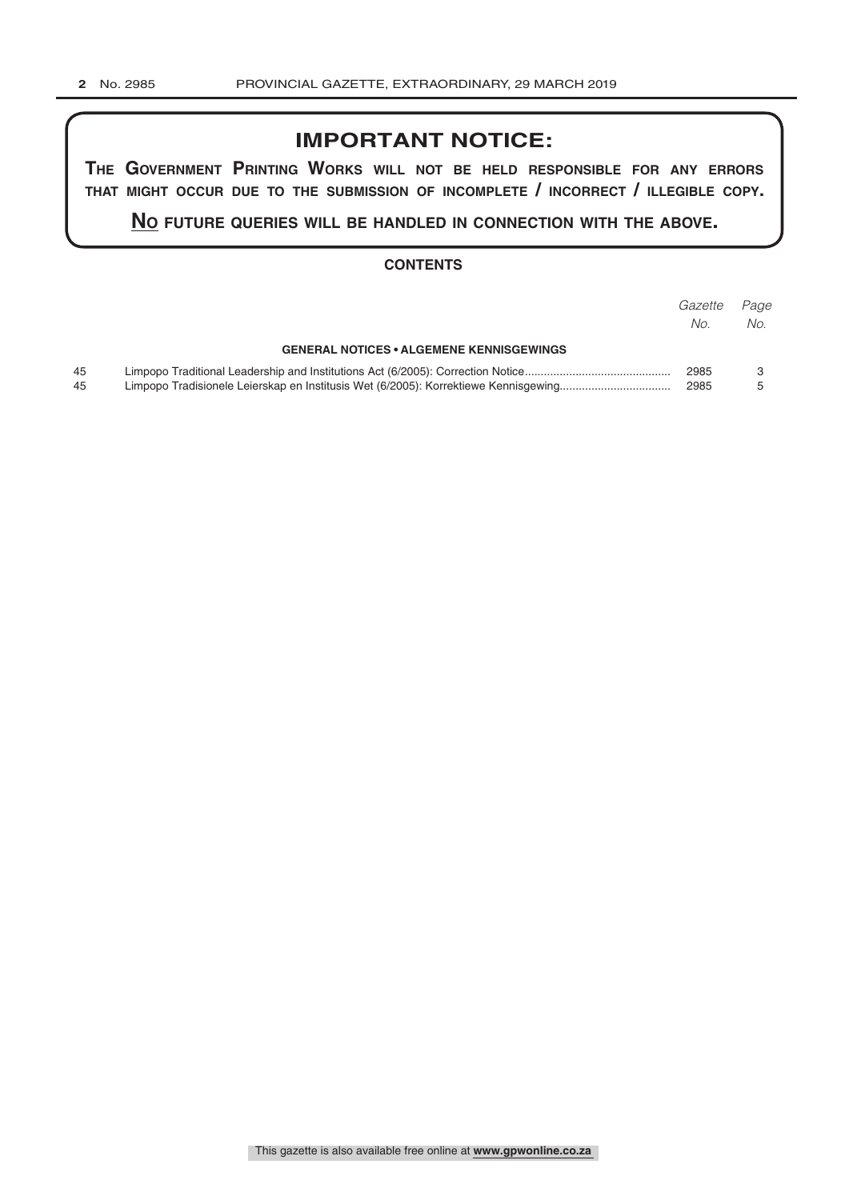## IMPORTANT NOTICE:

**THE GOVERNMENT PRINTING WORKS WILL NOT BE HELD RESPONSIBLE FOR ANY ERRORS THAT MIGHT OCCUR DUE TO THE SUBMISSION OF INCOMPLETE / INCORRECT / ILLEGIBLE COPY.**

**NO FUTURE QUERIES WILL BE HANDLED IN CONNECTION WITH THE ABOVE.**

### CONTENTS

| | | *Gazette No.* | *Page No.* |
|---|---|---|---|
| | **GENERAL NOTICES • ALGEMENE KENNISGEWINGS** | | |
| 45 | Limpopo Traditional Leadership and Institutions Act (6/2005): Correction Notice | 2985 | 3 |
| 45 | Limpopo Tradisionele Leierskap en Institusis Wet (6/2005): Korrektiewe Kennisgewing | 2985 | 5 |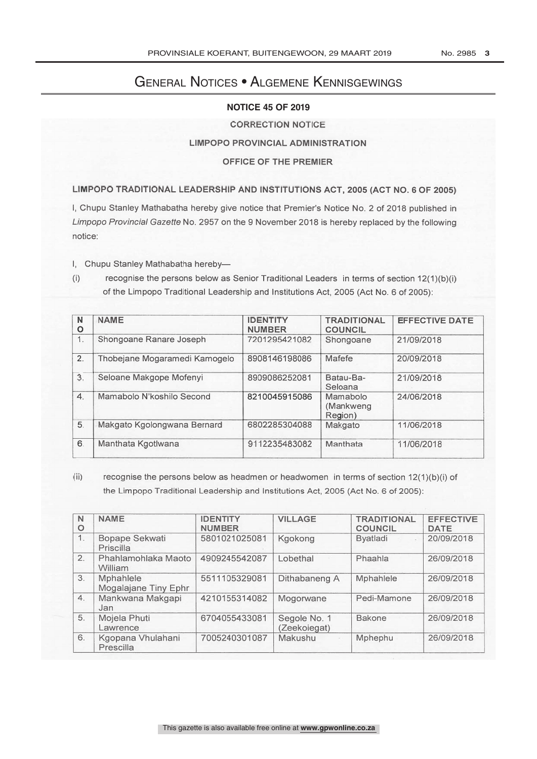# General Notices • Algemene Kennisgewings

**NOTICE 45 OF 2019**

CORRECTION NOTICE

LIMPOPO PROVINCIAL ADMINISTRATION

OFFICE OF THE PREMIER

## LIMPOPO TRADITIONAL LEADERSHIP AND INSTITUTIONS ACT, 2005 (ACT NO. 6 OF 2005)

I, Chupu Stanley Mathabatha hereby give notice that Premier's Notice No. 2 of 2018 published in *Limpopo Provincial Gazette* No. 2957 on the 9 November 2018 is hereby replaced by the following notice:

I, Chupu Stanley Mathabatha hereby—

(i) recognise the persons below as Senior Traditional Leaders in terms of section 12(1)(b)(i) of the Limpopo Traditional Leadership and Institutions Act, 2005 (Act No. 6 of 2005):

| NO | NAME | IDENTITY NUMBER | TRADITIONAL COUNCIL | EFFECTIVE DATE |
|---|---|---|---|---|
| 1. | Shongoane Ranare Joseph | 7201295421082 | Shongoane | 21/09/2018 |
| 2. | Thobejane Mogaramedi Kamogelo | 8908146198086 | Mafefe | 20/09/2018 |
| 3. | Seloane Makgope Mofenyi | 8909086252081 | Batau-Ba-Seloana | 21/09/2018 |
| 4. | Mamabolo N'koshilo Second | 8210045915086 | Mamabolo (Mankweng Region) | 24/06/2018 |
| 5. | Makgato Kgolongwana Bernard | 6802285304088 | Makgato | 11/06/2018 |
| 6. | Manthata Kgotlwana | 9112235483082 | Manthata | 11/06/2018 |

(ii) recognise the persons below as headmen or headwomen in terms of section 12(1)(b)(i) of the Limpopo Traditional Leadership and Institutions Act, 2005 (Act No. 6 of 2005):

| NO | NAME | IDENTITY NUMBER | VILLAGE | TRADITIONAL COUNCIL | EFFECTIVE DATE |
|---|---|---|---|---|---|
| 1. | Bopape Sekwati Priscilla | 5801021025081 | Kgokong | Byatladi | 20/09/2018 |
| 2. | Phahlamohlaka Maoto William | 4909245542087 | Lobethal | Phaahla | 26/09/2018 |
| 3. | Mphahlele Mogalajane Tiny Ephr | 5511105329081 | Dithabaneng A | Mphahlele | 26/09/2018 |
| 4. | Mankwana Makgapi Jan | 4210155314082 | Mogorwane | Pedi-Mamone | 26/09/2018 |
| 5. | Mojela Phuti Lawrence | 6704055433081 | Segole No. 1 (Zeekoiegat) | Bakone | 26/09/2018 |
| 6. | Kgopana Vhulahani Prescilla | 7005240301087 | Makushu | Mphephu | 26/09/2018 |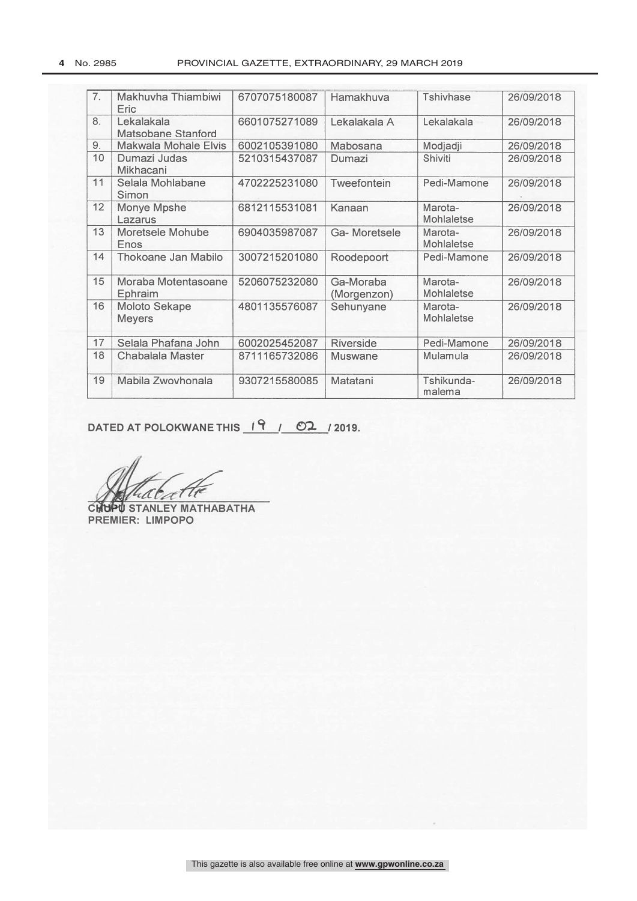| | | | | | |
|---|---|---|---|---|---|
| 7. | Makhuvha Thiambiwi Eric | 6707075180087 | Hamakhuva | Tshivhase | 26/09/2018 |
| 8. | Lekalakala Matsobane Stanford | 6601075271089 | Lekalakala A | Lekalakala | 26/09/2018 |
| 9. | Makwala Mohale Elvis | 6002105391080 | Mabosana | Modjadji | 26/09/2018 |
| 10 | Dumazi Judas Mikhacani | 5210315437087 | Dumazi | Shiviti | 26/09/2018 |
| 11 | Selala Mohlabane Simon | 4702225231080 | Tweefontein | Pedi-Mamone | 26/09/2018 |
| 12 | Monye Mpshe Lazarus | 6812115531081 | Kanaan | Marota-Mohlaletse | 26/09/2018 |
| 13 | Moretsele Mohube Enos | 6904035987087 | Ga- Moretsele | Marota-Mohlaletse | 26/09/2018 |
| 14 | Thokoane Jan Mabilo | 3007215201080 | Roodepoort | Pedi-Mamone | 26/09/2018 |
| 15 | Moraba Motentasoane Ephraim | 5206075232080 | Ga-Moraba (Morgenzon) | Marota-Mohlaletse | 26/09/2018 |
| 16 | Moloto Sekape Meyers | 4801135576087 | Sehunyane | Marota-Mohlaletse | 26/09/2018 |
| 17 | Selala Phafana John | 6002025452087 | Riverside | Pedi-Mamone | 26/09/2018 |
| 18 | Chabalala Master | 8711165732086 | Muswane | Mulamula | 26/09/2018 |
| 19 | Mabila Zwovhonala | 9307215580085 | Matatani | Tshikunda-malema | 26/09/2018 |

**DATED AT POLOKWANE THIS 19 / 02 / 2019.**

**CHUPU STANLEY MATHABATHA**
**PREMIER: LIMPOPO**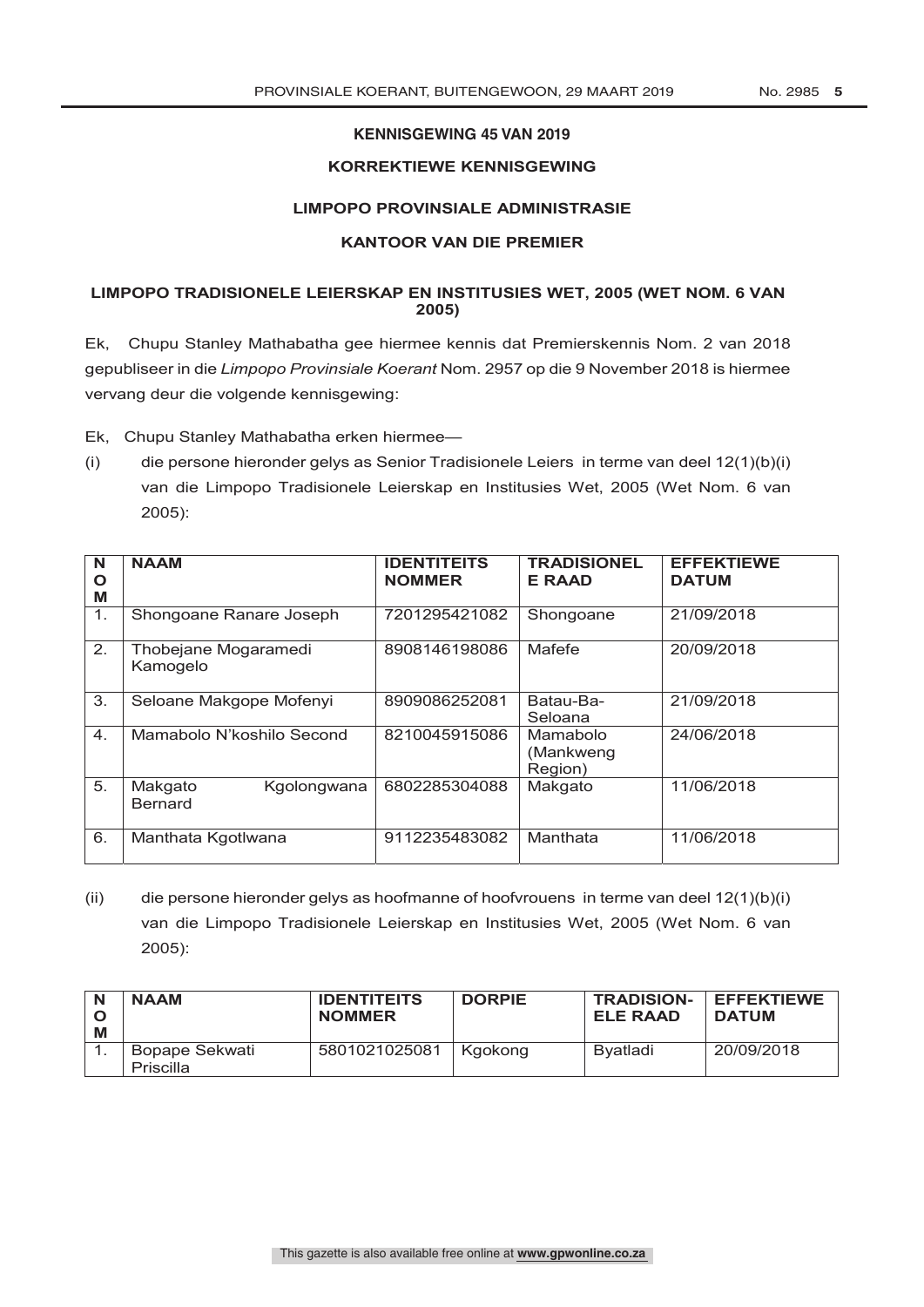**KENNISGEWING 45 VAN 2019**

**KORREKTIEWE KENNISGEWING**

**LIMPOPO PROVINSIALE ADMINISTRASIE**

**KANTOOR VAN DIE PREMIER**

**LIMPOPO TRADISIONELE LEIERSKAP EN INSTITUSIES WET, 2005 (WET NOM. 6 VAN 2005)**

Ek, Chupu Stanley Mathabatha gee hiermee kennis dat Premierskennis Nom. 2 van 2018 gepubliseer in die *Limpopo Provinsiale Koerant* Nom. 2957 op die 9 November 2018 is hiermee vervang deur die volgende kennisgewing:

Ek, Chupu Stanley Mathabatha erken hiermee—

(i) die persone hieronder gelys as Senior Tradisionele Leiers in terme van deel 12(1)(b)(i) van die Limpopo Tradisionele Leierskap en Institusies Wet, 2005 (Wet Nom. 6 van 2005):

| NOM | NAAM | IDENTITEITS NOMMER | TRADISIONELE RAAD | EFFEKTIEWE DATUM |
|---|---|---|---|---|
| 1. | Shongoane Ranare Joseph | 7201295421082 | Shongoane | 21/09/2018 |
| 2. | Thobejane Mogaramedi Kamogelo | 8908146198086 | Mafefe | 20/09/2018 |
| 3. | Seloane Makgope Mofenyi | 8909086252081 | Batau-Ba-Seloana | 21/09/2018 |
| 4. | Mamabolo N'koshilo Second | 8210045915086 | Mamabolo (Mankweng Region) | 24/06/2018 |
| 5. | Makgato Kgolongwana Bernard | 6802285304088 | Makgato | 11/06/2018 |
| 6. | Manthata Kgotlwana | 9112235483082 | Manthata | 11/06/2018 |

(ii) die persone hieronder gelys as hoofmanne of hoofvrouens in terme van deel 12(1)(b)(i) van die Limpopo Tradisionele Leierskap en Institusies Wet, 2005 (Wet Nom. 6 van 2005):

| NOM | NAAM | IDENTITEITS NOMMER | DORPIE | TRADISIONELE RAAD | EFFEKTIEWE DATUM |
|---|---|---|---|---|---|
| 1. | Bopape Sekwati Priscilla | 5801021025081 | Kgokong | Byatladi | 20/09/2018 |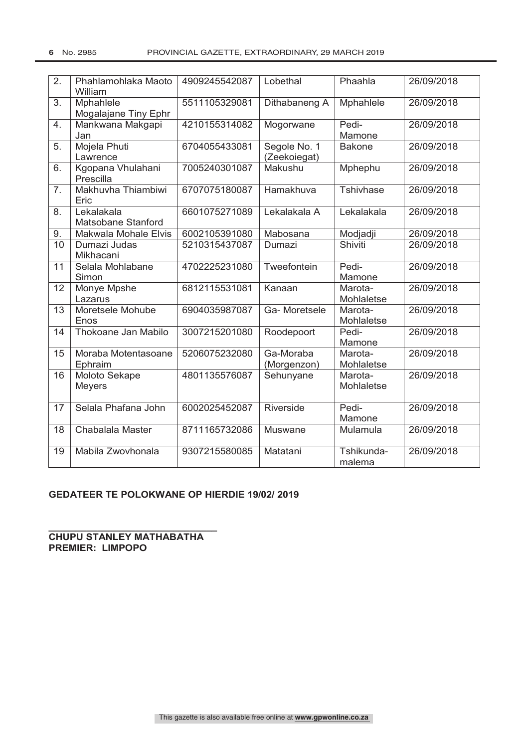| 2. | Phahlamohlaka Maoto William | 4909245542087 | Lobethal | Phaahla | 26/09/2018 |
|---|---|---|---|---|---|
| 3. | Mphahlele Mogalajane Tiny Ephr | 5511105329081 | Dithabaneng A | Mphahlele | 26/09/2018 |
| 4. | Mankwana Makgapi Jan | 4210155314082 | Mogorwane | Pedi-Mamone | 26/09/2018 |
| 5. | Mojela Phuti Lawrence | 6704055433081 | Segole No. 1 (Zeekoiegat) | Bakone | 26/09/2018 |
| 6. | Kgopana Vhulahani Prescilla | 7005240301087 | Makushu | Mphephu | 26/09/2018 |
| 7. | Makhuvha Thiambiwi Eric | 6707075180087 | Hamakhuva | Tshivhase | 26/09/2018 |
| 8. | Lekalakala Matsobane Stanford | 6601075271089 | Lekalakala A | Lekalakala | 26/09/2018 |
| 9. | Makwala Mohale Elvis | 6002105391080 | Mabosana | Modjadji | 26/09/2018 |
| 10 | Dumazi Judas Mikhacani | 5210315437087 | Dumazi | Shiviti | 26/09/2018 |
| 11 | Selala Mohlabane Simon | 4702225231080 | Tweefontein | Pedi-Mamone | 26/09/2018 |
| 12 | Monye Mpshe Lazarus | 6812115531081 | Kanaan | Marota-Mohlaletse | 26/09/2018 |
| 13 | Moretsele Mohube Enos | 6904035987087 | Ga- Moretsele | Marota-Mohlaletse | 26/09/2018 |
| 14 | Thokoane Jan Mabilo | 3007215201080 | Roodepoort | Pedi-Mamone | 26/09/2018 |
| 15 | Moraba Motentasoane Ephraim | 5206075232080 | Ga-Moraba (Morgenzon) | Marota-Mohlaletse | 26/09/2018 |
| 16 | Moloto Sekape Meyers | 4801135576087 | Sehunyane | Marota-Mohlaletse | 26/09/2018 |
| 17 | Selala Phafana John | 6002025452087 | Riverside | Pedi-Mamone | 26/09/2018 |
| 18 | Chabalala Master | 8711165732086 | Muswane | Mulamula | 26/09/2018 |
| 19 | Mabila Zwovhonala | 9307215580085 | Matatani | Tshikunda-malema | 26/09/2018 |

**GEDATEER TE POLOKWANE OP HIERDIE 19/02/ 2019**

**CHUPU STANLEY MATHABATHA**
**PREMIER: LIMPOPO**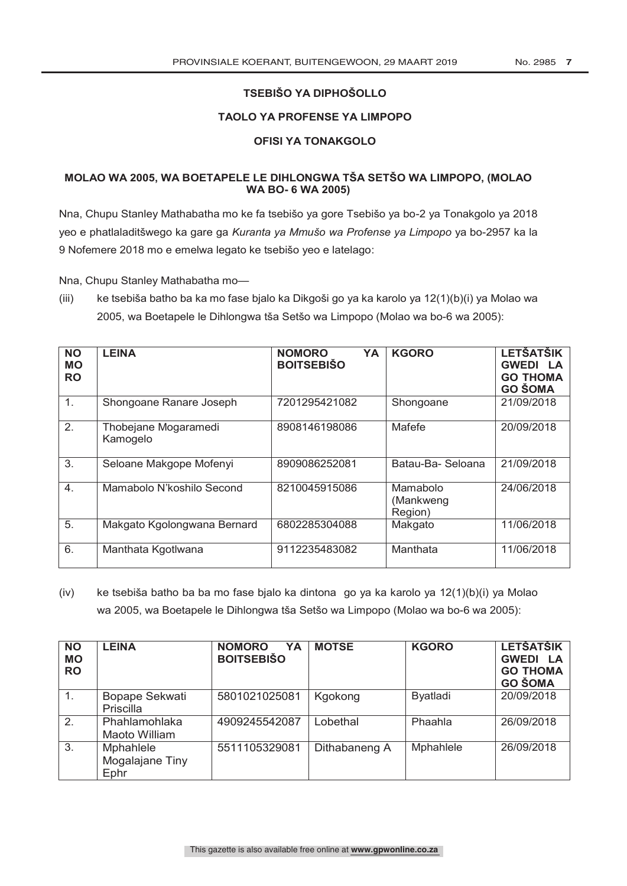**TSEBIŠO YA DIPHOŠOLLO**

**TAOLO YA PROFENSE YA LIMPOPO**

**OFISI YA TONAKGOLO**

**MOLAO WA 2005, WA BOETAPELE LE DIHLONGWA TŠA SETŠO WA LIMPOPO, (MOLAO WA BO- 6 WA 2005)**

Nna, Chupu Stanley Mathabatha mo ke fa tsebišo ya gore Tsebišo ya bo-2 ya Tonakgolo ya 2018 yeo e phatlaladitšwego ka gare ga *Kuranta ya Mmušo wa Profense ya Limpopo* ya bo-2957 ka la 9 Nofemere 2018 mo e emelwa legato ke tsebišo yeo e latelago:

Nna, Chupu Stanley Mathabatha mo—

(iii) ke tsebiša batho ba ka mo fase bjalo ka Dikgoši go ya ka karolo ya 12(1)(b)(i) ya Molao wa 2005, wa Boetapele le Dihlongwa tša Setšo wa Limpopo (Molao wa bo-6 wa 2005):

| NOMORO | LEINA | NOMORO YA BOITSEBIŠO | KGORO | LETŠATŠIKGWEDI LA GO THOMA GO ŠOMA |
|---|---|---|---|---|
| 1. | Shongoane Ranare Joseph | 7201295421082 | Shongoane | 21/09/2018 |
| 2. | Thobejane Mogaramedi Kamogelo | 8908146198086 | Mafefe | 20/09/2018 |
| 3. | Seloane Makgope Mofenyi | 8909086252081 | Batau-Ba- Seloana | 21/09/2018 |
| 4. | Mamabolo N'koshilo Second | 8210045915086 | Mamabolo (Mankweng Region) | 24/06/2018 |
| 5. | Makgato Kgolongwana Bernard | 6802285304088 | Makgato | 11/06/2018 |
| 6. | Manthata Kgotlwana | 9112235483082 | Manthata | 11/06/2018 |

(iv) ke tsebiša batho ba ba mo fase bjalo ka dintona go ya ka karolo ya 12(1)(b)(i) ya Molao wa 2005, wa Boetapele le Dihlongwa tša Setšo wa Limpopo (Molao wa bo-6 wa 2005):

| NOMORO | LEINA | NOMORO YA BOITSEBIŠO | MOTSE | KGORO | LETŠATŠIKGWEDI LA GO THOMA GO ŠOMA |
|---|---|---|---|---|---|
| 1. | Bopape Sekwati Priscilla | 5801021025081 | Kgokong | Byatladi | 20/09/2018 |
| 2. | Phahlamohlaka Maoto William | 4909245542087 | Lobethal | Phaahla | 26/09/2018 |
| 3. | Mphahlele Mogalajane Tiny Ephr | 5511105329081 | Dithabaneng A | Mphahlele | 26/09/2018 |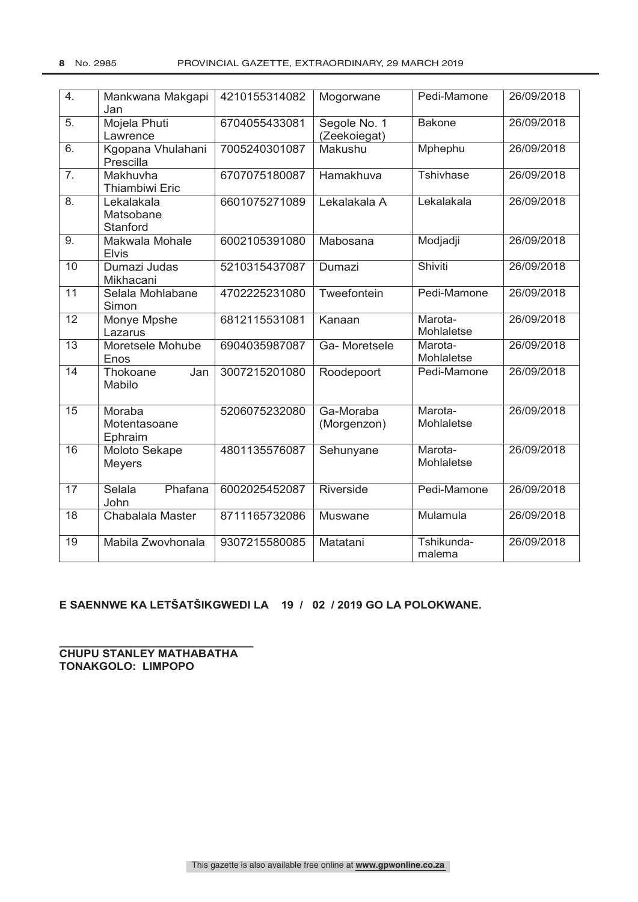| 4. | Mankwana Makgapi Jan | 4210155314082 | Mogorwane | Pedi-Mamone | 26/09/2018 |
|---|---|---|---|---|---|
| 5. | Mojela Phuti Lawrence | 6704055433081 | Segole No. 1 (Zeekoiegat) | Bakone | 26/09/2018 |
| 6. | Kgopana Vhulahani Prescilla | 7005240301087 | Makushu | Mphephu | 26/09/2018 |
| 7. | Makhuvha Thiambiwi Eric | 6707075180087 | Hamakhuva | Tshivhase | 26/09/2018 |
| 8. | Lekalakala Matsobane Stanford | 6601075271089 | Lekalakala A | Lekalakala | 26/09/2018 |
| 9. | Makwala Mohale Elvis | 6002105391080 | Mabosana | Modjadji | 26/09/2018 |
| 10 | Dumazi Judas Mikhacani | 5210315437087 | Dumazi | Shiviti | 26/09/2018 |
| 11 | Selala Mohlabane Simon | 4702225231080 | Tweefontein | Pedi-Mamone | 26/09/2018 |
| 12 | Monye Mpshe Lazarus | 6812115531081 | Kanaan | Marota-Mohlaletse | 26/09/2018 |
| 13 | Moretsele Mohube Enos | 6904035987087 | Ga- Moretsele | Marota-Mohlaletse | 26/09/2018 |
| 14 | Thokoane Jan Mabilo | 3007215201080 | Roodepoort | Pedi-Mamone | 26/09/2018 |
| 15 | Moraba Motentasoane Ephraim | 5206075232080 | Ga-Moraba (Morgenzon) | Marota-Mohlaletse | 26/09/2018 |
| 16 | Moloto Sekape Meyers | 4801135576087 | Sehunyane | Marota-Mohlaletse | 26/09/2018 |
| 17 | Selala Phafana John | 6002025452087 | Riverside | Pedi-Mamone | 26/09/2018 |
| 18 | Chabalala Master | 8711165732086 | Muswane | Mulamula | 26/09/2018 |
| 19 | Mabila Zwovhonala | 9307215580085 | Matatani | Tshikunda-malema | 26/09/2018 |

**E SAENNWE KA LETŠATŠIKGWEDI LA 19 / 02 / 2019 GO LA POLOKWANE.**

**CHUPU STANLEY MATHABATHA**
**TONAKGOLO: LIMPOPO**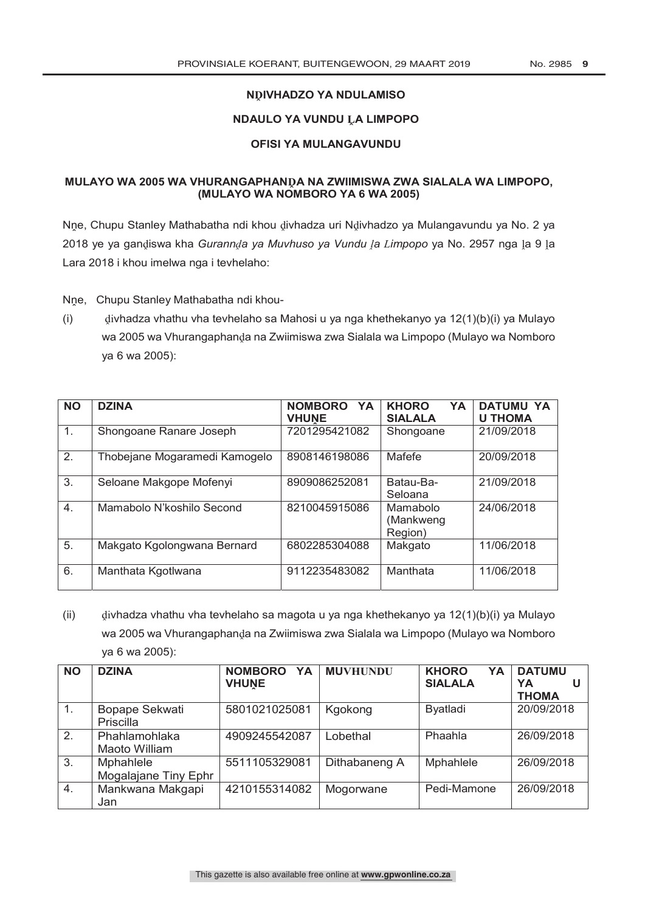**NḒIVHADZO YA NDULAMISO**

**NDAULO YA VUNDU ḼA LIMPOPO**

**OFISI YA MULANGAVUNDU**

**MULAYO WA 2005 WA VHURANGAPHANḒA NA ZWIIMISWA ZWA SIALALA WA LIMPOPO, (MULAYO WA NOMBORO YA 6 WA 2005)**

Nṋe, Chupu Stanley Mathabatha ndi khou ḓivhadza uri Nḓivhadzo ya Mulangavundu ya No. 2 ya 2018 ye ya ganḓiswa kha *Gurannḓa ya Muvhuso ya Vundu ḽa Limpopo* ya No. 2957 nga ḽa 9 ḽa Lara 2018 i khou imelwa nga i tevhelaho:

Nṋe, Chupu Stanley Mathabatha ndi khou-

(i) ḓivhadza vhathu vha tevhelaho sa Mahosi u ya nga khethekanyo ya 12(1)(b)(i) ya Mulayo wa 2005 wa Vhurangaphanḓa na Zwiimiswa zwa Sialala wa Limpopo (Mulayo wa Nomboro ya 6 wa 2005):

| NO | DZINA | NOMBORO YA VHUṊE | KHORO YA SIALALA | DATUMU YA U THOMA |
|---|---|---|---|---|
| 1. | Shongoane Ranare Joseph | 7201295421082 | Shongoane | 21/09/2018 |
| 2. | Thobejane Mogaramedi Kamogelo | 8908146198086 | Mafefe | 20/09/2018 |
| 3. | Seloane Makgope Mofenyi | 8909086252081 | Batau-Ba-Seloana | 21/09/2018 |
| 4. | Mamabolo N'koshilo Second | 8210045915086 | Mamabolo (Mankweng Region) | 24/06/2018 |
| 5. | Makgato Kgolongwana Bernard | 6802285304088 | Makgato | 11/06/2018 |
| 6. | Manthata Kgotlwana | 9112235483082 | Manthata | 11/06/2018 |

(ii) ḓivhadza vhathu vha tevhelaho sa magota u ya nga khethekanyo ya 12(1)(b)(i) ya Mulayo wa 2005 wa Vhurangaphanḓa na Zwiimiswa zwa Sialala wa Limpopo (Mulayo wa Nomboro ya 6 wa 2005):

| NO | DZINA | NOMBORO YA VHUṊE | MUVHUNDU | KHORO YA SIALALA | DATUMU YA U THOMA |
|---|---|---|---|---|---|
| 1. | Bopape Sekwati Priscilla | 5801021025081 | Kgokong | Byatladi | 20/09/2018 |
| 2. | Phahlamohlaka Maoto William | 4909245542087 | Lobethal | Phaahla | 26/09/2018 |
| 3. | Mphahlele Mogalajane Tiny Ephr | 5511105329081 | Dithabaneng A | Mphahlele | 26/09/2018 |
| 4. | Mankwana Makgapi Jan | 4210155314082 | Mogorwane | Pedi-Mamone | 26/09/2018 |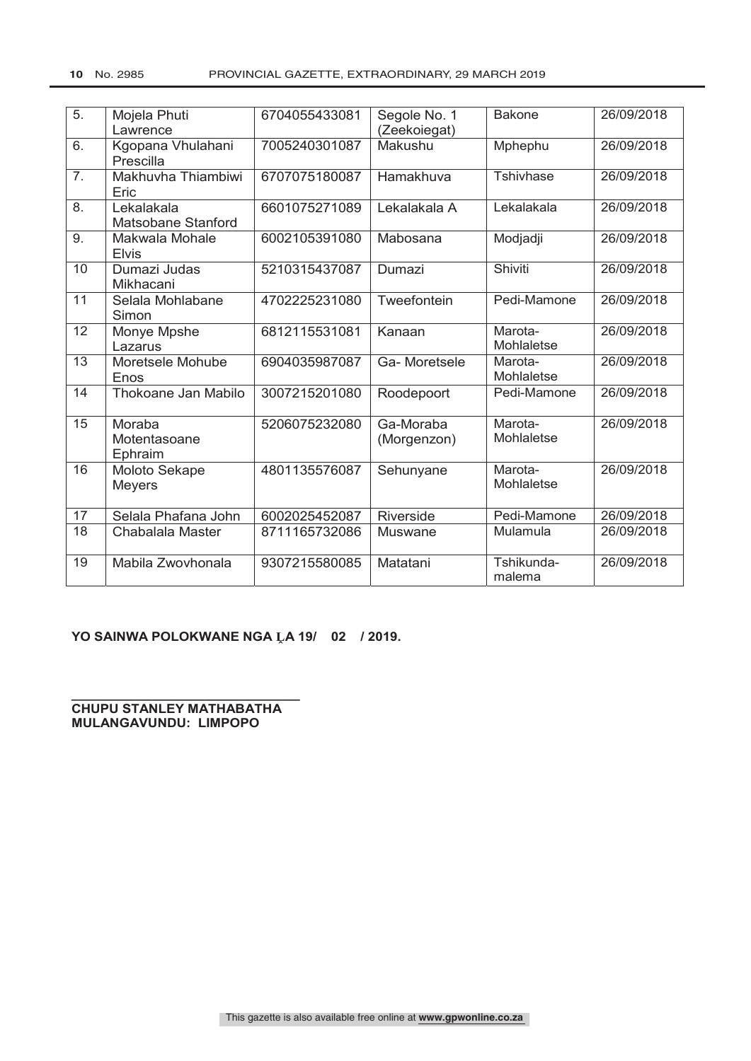| 5. | Mojela Phuti Lawrence | 6704055433081 | Segole No. 1 (Zeekoiegat) | Bakone | 26/09/2018 |
|---|---|---|---|---|---|
| 6. | Kgopana Vhulahani Prescilla | 7005240301087 | Makushu | Mphephu | 26/09/2018 |
| 7. | Makhuvha Thiambiwi Eric | 6707075180087 | Hamakhuva | Tshivhase | 26/09/2018 |
| 8. | Lekalakala Matsobane Stanford | 6601075271089 | Lekalakala A | Lekalakala | 26/09/2018 |
| 9. | Makwala Mohale Elvis | 6002105391080 | Mabosana | Modjadji | 26/09/2018 |
| 10 | Dumazi Judas Mikhacani | 5210315437087 | Dumazi | Shiviti | 26/09/2018 |
| 11 | Selala Mohlabane Simon | 4702225231080 | Tweefontein | Pedi-Mamone | 26/09/2018 |
| 12 | Monye Mpshe Lazarus | 6812115531081 | Kanaan | Marota-Mohlaletse | 26/09/2018 |
| 13 | Moretsele Mohube Enos | 6904035987087 | Ga- Moretsele | Marota-Mohlaletse | 26/09/2018 |
| 14 | Thokoane Jan Mabilo | 3007215201080 | Roodepoort | Pedi-Mamone | 26/09/2018 |
| 15 | Moraba Motentasoane Ephraim | 5206075232080 | Ga-Moraba (Morgenzon) | Marota-Mohlaletse | 26/09/2018 |
| 16 | Moloto Sekape Meyers | 4801135576087 | Sehunyane | Marota-Mohlaletse | 26/09/2018 |
| 17 | Selala Phafana John | 6002025452087 | Riverside | Pedi-Mamone | 26/09/2018 |
| 18 | Chabalala Master | 8711165732086 | Muswane | Mulamula | 26/09/2018 |
| 19 | Mabila Zwovhonala | 9307215580085 | Matatani | Tshikunda-malema | 26/09/2018 |

**YO SAINWA POLOKWANE NGA Ḽ A 19/ 02 / 2019.**

**CHUPU STANLEY MATHABATHA**
**MULANGAVUNDU: LIMPOPO**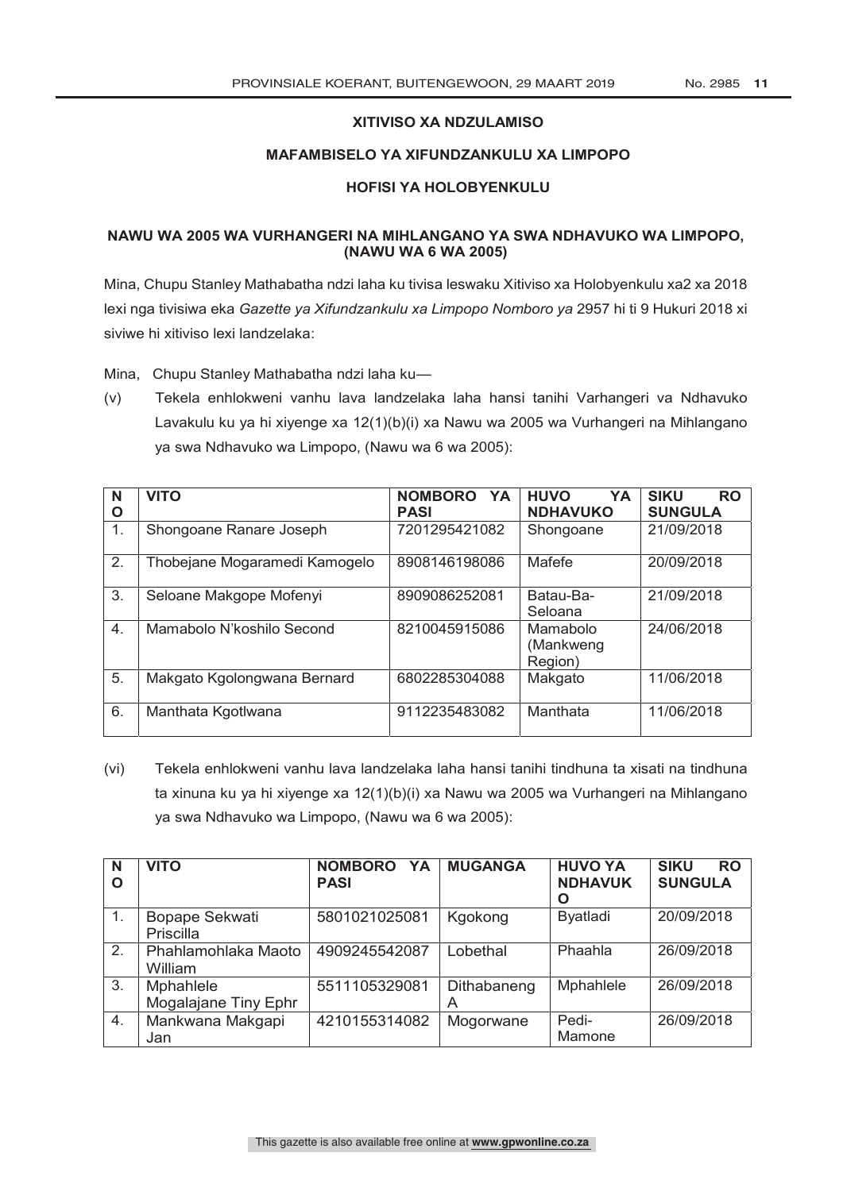**XITIVISO XA NDZULAMISO**

**MAFAMBISELO YA XIFUNDZANKULU XA LIMPOPO**

**HOFISI YA HOLOBYENKULU**

**NAWU WA 2005 WA VURHANGERI NA MIHLANGANO YA SWA NDHAVUKO WA LIMPOPO, (NAWU WA 6 WA 2005)**

Mina, Chupu Stanley Mathabatha ndzi laha ku tivisa leswaku Xitiviso xa Holobyenkulu xa2 xa 2018 lexi nga tivisiwa eka *Gazette ya Xifundzankulu xa Limpopo Nomboro ya* 2957 hi ti 9 Hukuri 2018 xi siviwe hi xitiviso lexi landzelaka:

Mina, Chupu Stanley Mathabatha ndzi laha ku—

(v) Tekela enhlokweni vanhu lava landzelaka laha hansi tanihi Varhangeri va Ndhavuko Lavakulu ku ya hi xiyenge xa 12(1)(b)(i) xa Nawu wa 2005 wa Vurhangeri na Mihlangano ya swa Ndhavuko wa Limpopo, (Nawu wa 6 wa 2005):

| NO | VITO | NOMBORO YA PASI | HUVO YA NDHAVUKO | SIKU RO SUNGULA |
|---|---|---|---|---|
| 1. | Shongoane Ranare Joseph | 7201295421082 | Shongoane | 21/09/2018 |
| 2. | Thobejane Mogaramedi Kamogelo | 8908146198086 | Mafefe | 20/09/2018 |
| 3. | Seloane Makgope Mofenyi | 8909086252081 | Batau-Ba-Seloana | 21/09/2018 |
| 4. | Mamabolo N'koshilo Second | 8210045915086 | Mamabolo (Mankweng Region) | 24/06/2018 |
| 5. | Makgato Kgolongwana Bernard | 6802285304088 | Makgato | 11/06/2018 |
| 6. | Manthata Kgotlwana | 9112235483082 | Manthata | 11/06/2018 |

(vi) Tekela enhlokweni vanhu lava landzelaka laha hansi tanihi tindhuna ta xisati na tindhuna ta xinuna ku ya hi xiyenge xa 12(1)(b)(i) xa Nawu wa 2005 wa Vurhangeri na Mihlangano ya swa Ndhavuko wa Limpopo, (Nawu wa 6 wa 2005):

| NO | VITO | NOMBORO YA PASI | MUGANGA | HUVO YA NDHAVUKO | SIKU RO SUNGULA |
|---|---|---|---|---|---|
| 1. | Bopape Sekwati Priscilla | 5801021025081 | Kgokong | Byatladi | 20/09/2018 |
| 2. | Phahlamohlaka Maoto William | 4909245542087 | Lobethal | Phaahla | 26/09/2018 |
| 3. | Mphahlele Mogalajane Tiny Ephr | 5511105329081 | Dithabaneng A | Mphahlele | 26/09/2018 |
| 4. | Mankwana Makgapi Jan | 4210155314082 | Mogorwane | Pedi-Mamone | 26/09/2018 |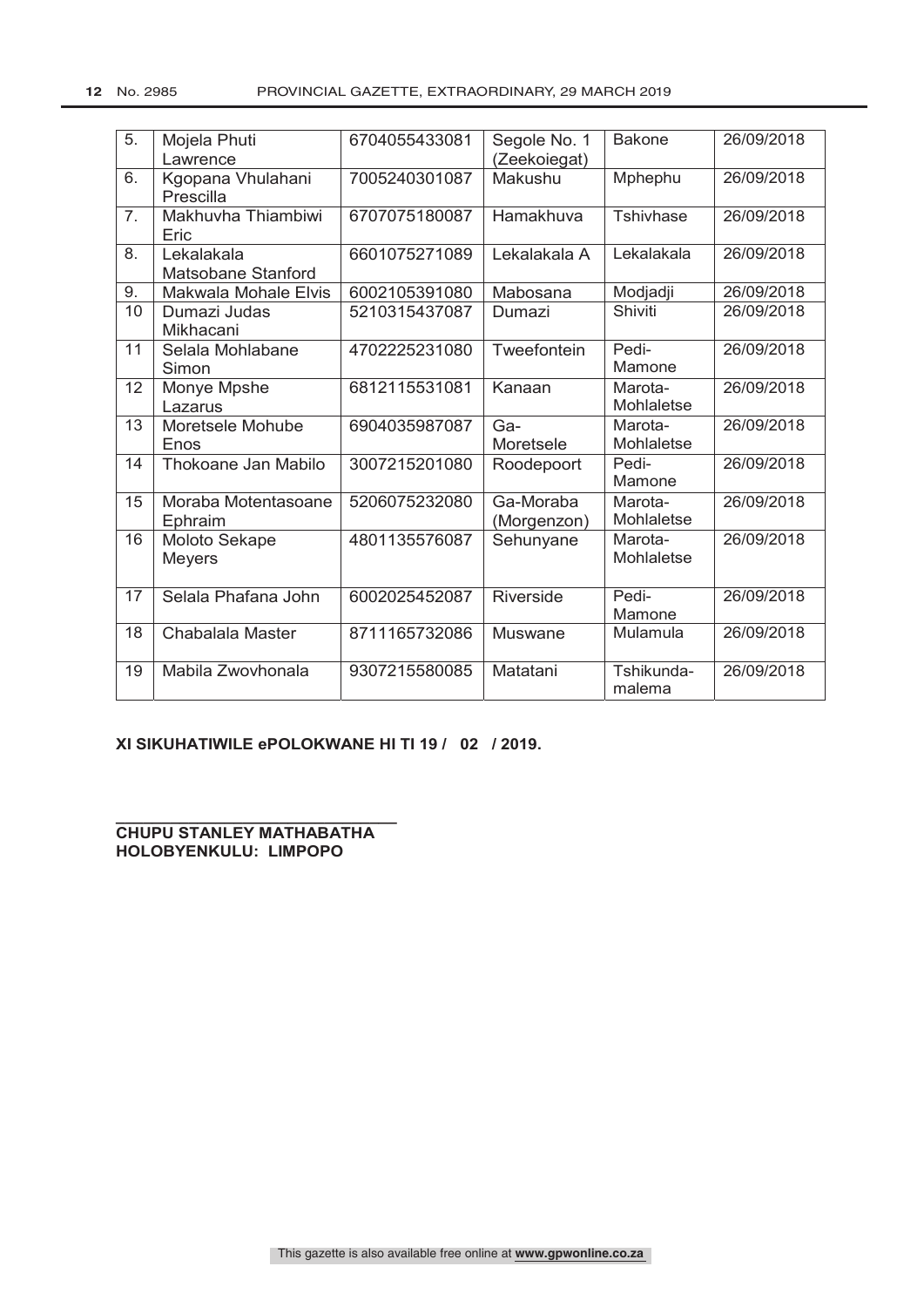| 5. | Mojela Phuti Lawrence | 6704055433081 | Segole No. 1 (Zeekoiegat) | Bakone | 26/09/2018 |
|---|---|---|---|---|---|
| 6. | Kgopana Vhulahani Prescilla | 7005240301087 | Makushu | Mphephu | 26/09/2018 |
| 7. | Makhuvha Thiambiwi Eric | 6707075180087 | Hamakhuva | Tshivhase | 26/09/2018 |
| 8. | Lekalakala Matsobane Stanford | 6601075271089 | Lekalakala A | Lekalakala | 26/09/2018 |
| 9. | Makwala Mohale Elvis | 6002105391080 | Mabosana | Modjadji | 26/09/2018 |
| 10 | Dumazi Judas Mikhacani | 5210315437087 | Dumazi | Shiviti | 26/09/2018 |
| 11 | Selala Mohlabane Simon | 4702225231080 | Tweefontein | Pedi-Mamone | 26/09/2018 |
| 12 | Monye Mpshe Lazarus | 6812115531081 | Kanaan | Marota-Mohlaletse | 26/09/2018 |
| 13 | Moretsele Mohube Enos | 6904035987087 | Ga-Moretsele | Marota-Mohlaletse | 26/09/2018 |
| 14 | Thokoane Jan Mabilo | 3007215201080 | Roodepoort | Pedi-Mamone | 26/09/2018 |
| 15 | Moraba Motentasoane Ephraim | 5206075232080 | Ga-Moraba (Morgenzon) | Marota-Mohlaletse | 26/09/2018 |
| 16 | Moloto Sekape Meyers | 4801135576087 | Sehunyane | Marota-Mohlaletse | 26/09/2018 |
| 17 | Selala Phafana John | 6002025452087 | Riverside | Pedi-Mamone | 26/09/2018 |
| 18 | Chabalala Master | 8711165732086 | Muswane | Mulamula | 26/09/2018 |
| 19 | Mabila Zwovhonala | 9307215580085 | Matatani | Tshikunda-malema | 26/09/2018 |

**XI SIKUHATIWILE ePOLOKWANE HI TI 19 / 02 / 2019.**

**CHUPU STANLEY MATHABATHA**
**HOLOBYENKULU: LIMPOPO**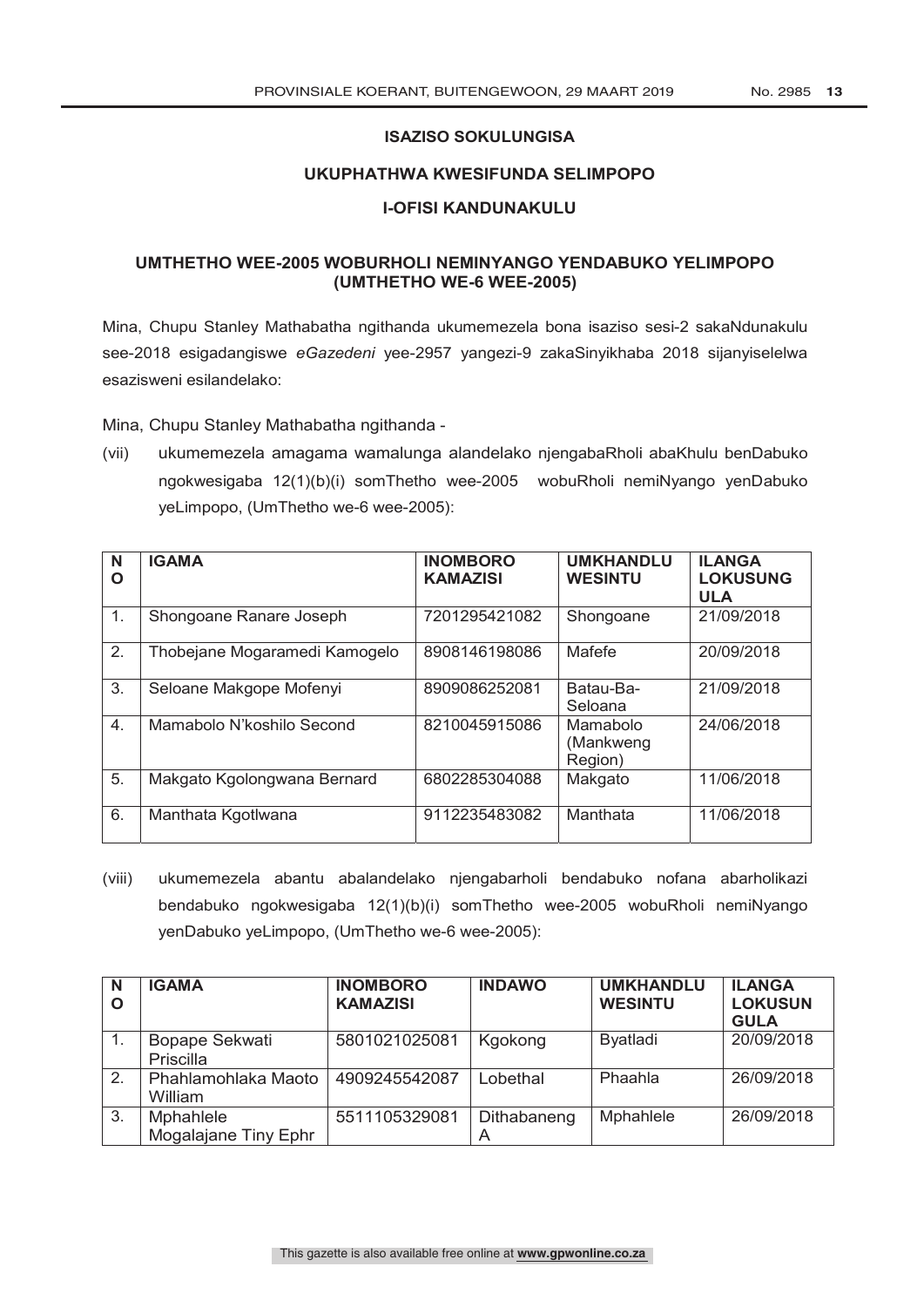**ISAZISO SOKULUNGISA**

**UKUPHATHWA KWESIFUNDA SELIMPOPO**

**I-OFISI KANDUNAKULU**

**UMTHETHO WEE-2005 WOBURHOLI NEMINYANGO YENDABUKO YELIMPOPO (UMTHETHO WE-6 WEE-2005)**

Mina, Chupu Stanley Mathabatha ngithanda ukumemezela bona isaziso sesi-2 sakaNdunakulu see-2018 esigadangiswe *eGazedeni* yee-2957 yangezi-9 zakaSinyikhaba 2018 sijanyiselelwa esazisweni esilandelako:

Mina, Chupu Stanley Mathabatha ngithanda -

(vii) ukumemezela amagama wamalunga alandelako njengabaRholi abaKhulu benDabuko ngokwesigaba 12(1)(b)(i) somThetho wee-2005 wobuRholi nemiNyango yenDabuko yeLimpopo, (UmThetho we-6 wee-2005):

| NO | IGAMA | INOMBORO KAMAZISI | UMKHANDLU WESINTU | ILANGA LOKUSUNGULA |
|---|---|---|---|---|
| 1. | Shongoane Ranare Joseph | 7201295421082 | Shongoane | 21/09/2018 |
| 2. | Thobejane Mogaramedi Kamogelo | 8908146198086 | Mafefe | 20/09/2018 |
| 3. | Seloane Makgope Mofenyi | 8909086252081 | Batau-Ba-Seloana | 21/09/2018 |
| 4. | Mamabolo N'koshilo Second | 8210045915086 | Mamabolo (Mankweng Region) | 24/06/2018 |
| 5. | Makgato Kgolongwana Bernard | 6802285304088 | Makgato | 11/06/2018 |
| 6. | Manthata Kgotlwana | 9112235483082 | Manthata | 11/06/2018 |

(viii) ukumemezela abantu abalandelako njengabarholi bendabuko nofana abarholikazi bendabuko ngokwesigaba 12(1)(b)(i) somThetho wee-2005 wobuRholi nemiNyango yenDabuko yeLimpopo, (UmThetho we-6 wee-2005):

| NO | IGAMA | INOMBORO KAMAZISI | INDAWO | UMKHANDLU WESINTU | ILANGA LOKUSUNGULA |
|---|---|---|---|---|---|
| 1. | Bopape Sekwati Priscilla | 5801021025081 | Kgokong | Byatladi | 20/09/2018 |
| 2. | Phahlamohlaka Maoto William | 4909245542087 | Lobethal | Phaahla | 26/09/2018 |
| 3. | Mphahlele Mogalajane Tiny Ephr | 5511105329081 | Dithabaneng A | Mphahlele | 26/09/2018 |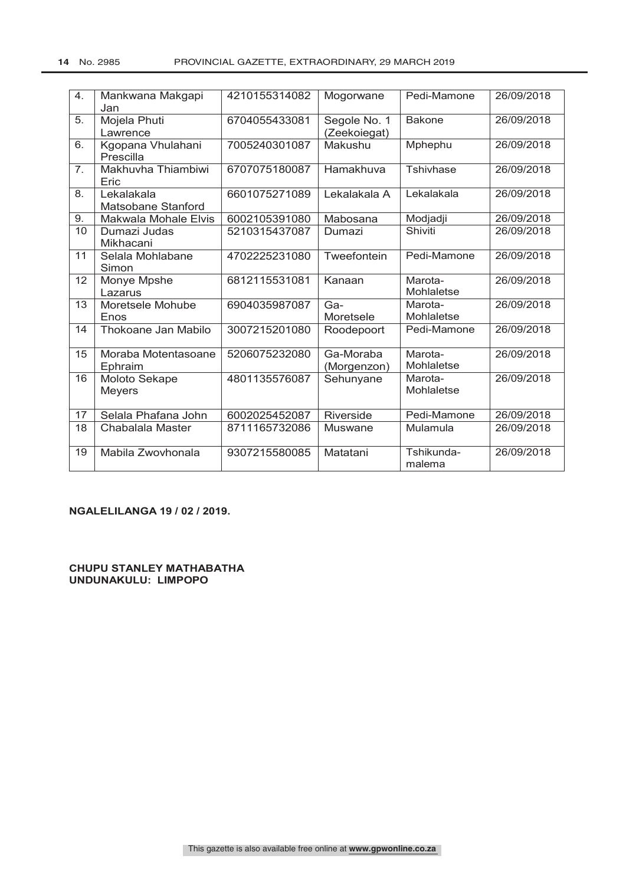| 4. | Mankwana Makgapi Jan | 4210155314082 | Mogorwane | Pedi-Mamone | 26/09/2018 |
|---|---|---|---|---|---|
| 5. | Mojela Phuti Lawrence | 6704055433081 | Segole No. 1 (Zeekoiegat) | Bakone | 26/09/2018 |
| 6. | Kgopana Vhulahani Prescilla | 7005240301087 | Makushu | Mphephu | 26/09/2018 |
| 7. | Makhuvha Thiambiwi Eric | 6707075180087 | Hamakhuva | Tshivhase | 26/09/2018 |
| 8. | Lekalakala Matsobane Stanford | 6601075271089 | Lekalakala A | Lekalakala | 26/09/2018 |
| 9. | Makwala Mohale Elvis | 6002105391080 | Mabosana | Modjadji | 26/09/2018 |
| 10 | Dumazi Judas Mikhacani | 5210315437087 | Dumazi | Shiviti | 26/09/2018 |
| 11 | Selala Mohlabane Simon | 4702225231080 | Tweefontein | Pedi-Mamone | 26/09/2018 |
| 12 | Monye Mpshe Lazarus | 6812115531081 | Kanaan | Marota-Mohlaletse | 26/09/2018 |
| 13 | Moretsele Mohube Enos | 6904035987087 | Ga-Moretsele | Marota-Mohlaletse | 26/09/2018 |
| 14 | Thokoane Jan Mabilo | 3007215201080 | Roodepoort | Pedi-Mamone | 26/09/2018 |
| 15 | Moraba Motentasoane Ephraim | 5206075232080 | Ga-Moraba (Morgenzon) | Marota-Mohlaletse | 26/09/2018 |
| 16 | Moloto Sekape Meyers | 4801135576087 | Sehunyane | Marota-Mohlaletse | 26/09/2018 |
| 17 | Selala Phafana John | 6002025452087 | Riverside | Pedi-Mamone | 26/09/2018 |
| 18 | Chabalala Master | 8711165732086 | Muswane | Mulamula | 26/09/2018 |
| 19 | Mabila Zwovhonala | 9307215580085 | Matatani | Tshikunda-malema | 26/09/2018 |

**NGALELILANGA 19 / 02 / 2019.**

**CHUPU STANLEY MATHABATHA**
**UNDUNAKULU: LIMPOPO**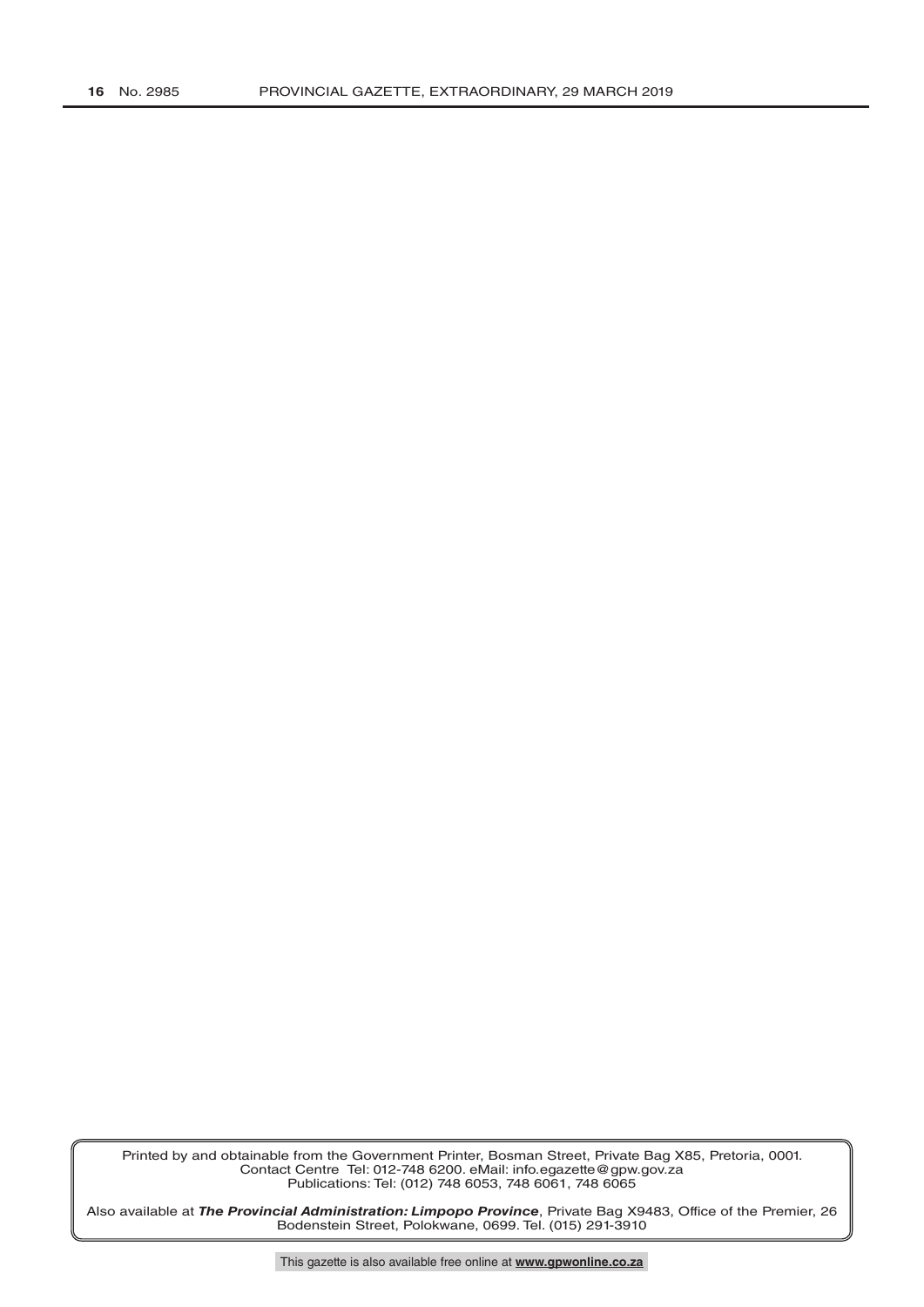Printed by and obtainable from the Government Printer, Bosman Street, Private Bag X85, Pretoria, 0001.
Contact Centre Tel: 012-748 6200. eMail: info.egazette@gpw.gov.za
Publications: Tel: (012) 748 6053, 748 6061, 748 6065

Also available at ***The Provincial Administration: Limpopo Province***, Private Bag X9483, Office of the Premier, 26 Bodenstein Street, Polokwane, 0699. Tel. (015) 291-3910

This gazette is also available free online at **www.gpwonline.co.za**